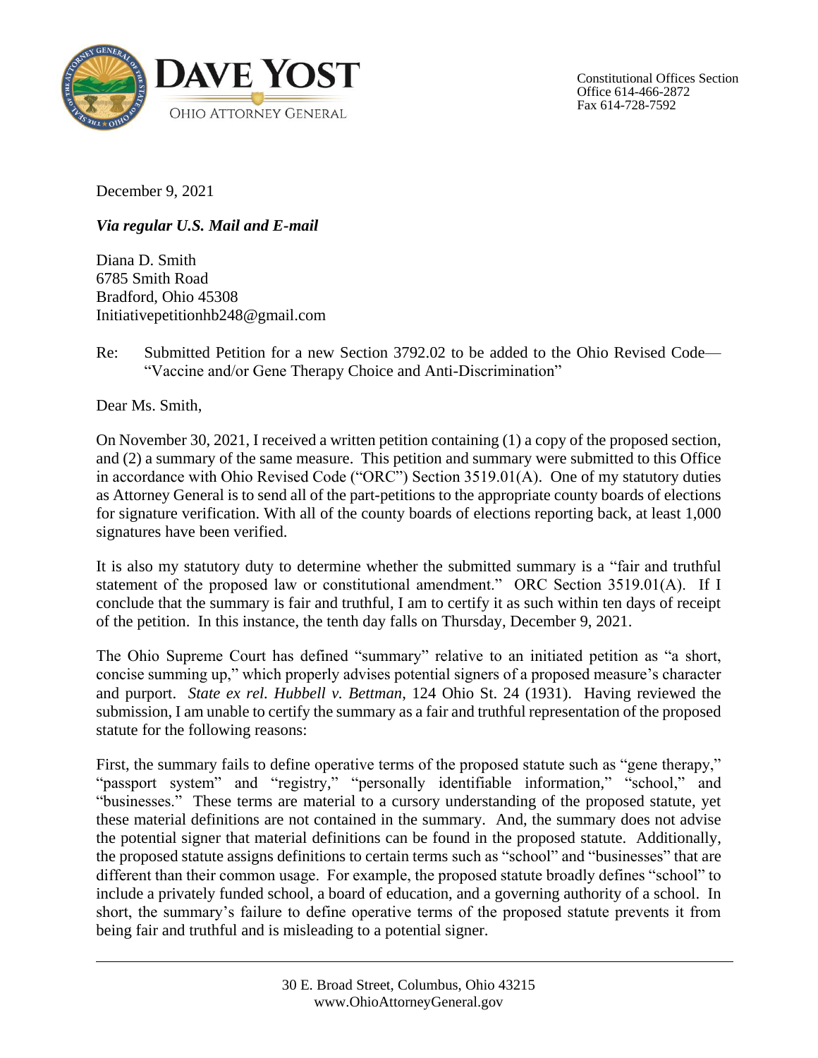**DAVE YOST**
OHIO ATTORNEY GENERAL

Constitutional Offices Section
Office 614-466-2872
Fax 614-728-7592

December 9, 2021

***Via regular U.S. Mail and E-mail***

Diana D. Smith
6785 Smith Road
Bradford, Ohio 45308
Initiativepetitionhb248@gmail.com

Re: Submitted Petition for a new Section 3792.02 to be added to the Ohio Revised Code—"Vaccine and/or Gene Therapy Choice and Anti-Discrimination"

Dear Ms. Smith,

On November 30, 2021, I received a written petition containing (1) a copy of the proposed section, and (2) a summary of the same measure. This petition and summary were submitted to this Office in accordance with Ohio Revised Code ("ORC") Section 3519.01(A). One of my statutory duties as Attorney General is to send all of the part-petitions to the appropriate county boards of elections for signature verification. With all of the county boards of elections reporting back, at least 1,000 signatures have been verified.

It is also my statutory duty to determine whether the submitted summary is a "fair and truthful statement of the proposed law or constitutional amendment." ORC Section 3519.01(A). If I conclude that the summary is fair and truthful, I am to certify it as such within ten days of receipt of the petition. In this instance, the tenth day falls on Thursday, December 9, 2021.

The Ohio Supreme Court has defined "summary" relative to an initiated petition as "a short, concise summing up," which properly advises potential signers of a proposed measure's character and purport. *State ex rel. Hubbell v. Bettman*, 124 Ohio St. 24 (1931). Having reviewed the submission, I am unable to certify the summary as a fair and truthful representation of the proposed statute for the following reasons:

First, the summary fails to define operative terms of the proposed statute such as "gene therapy," "passport system" and "registry," "personally identifiable information," "school," and "businesses." These terms are material to a cursory understanding of the proposed statute, yet these material definitions are not contained in the summary. And, the summary does not advise the potential signer that material definitions can be found in the proposed statute. Additionally, the proposed statute assigns definitions to certain terms such as "school" and "businesses" that are different than their common usage. For example, the proposed statute broadly defines "school" to include a privately funded school, a board of education, and a governing authority of a school. In short, the summary's failure to define operative terms of the proposed statute prevents it from being fair and truthful and is misleading to a potential signer.

30 E. Broad Street, Columbus, Ohio 43215
www.OhioAttorneyGeneral.gov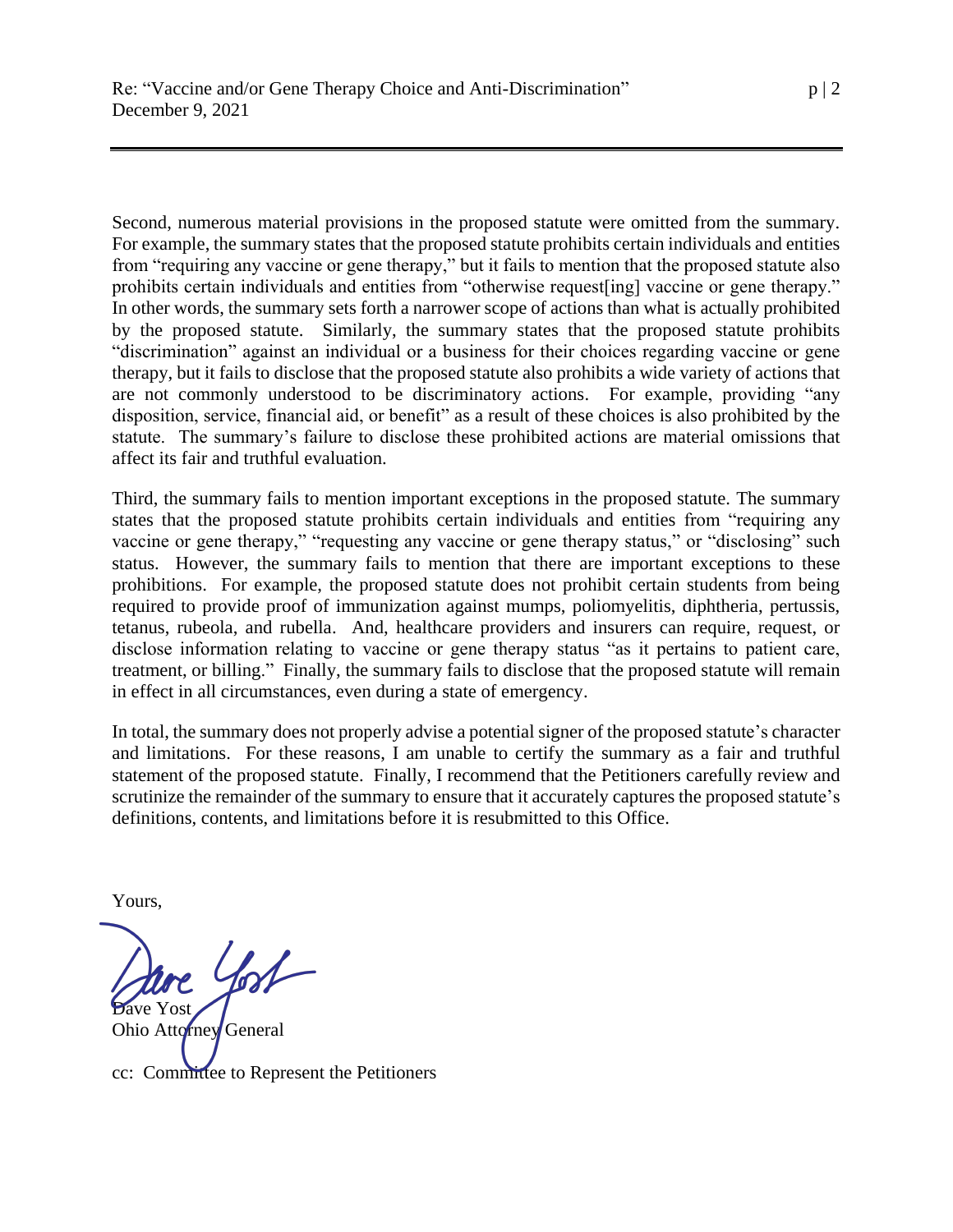Second, numerous material provisions in the proposed statute were omitted from the summary. For example, the summary states that the proposed statute prohibits certain individuals and entities from "requiring any vaccine or gene therapy," but it fails to mention that the proposed statute also prohibits certain individuals and entities from "otherwise request[ing] vaccine or gene therapy." In other words, the summary sets forth a narrower scope of actions than what is actually prohibited by the proposed statute. Similarly, the summary states that the proposed statute prohibits "discrimination" against an individual or a business for their choices regarding vaccine or gene therapy, but it fails to disclose that the proposed statute also prohibits a wide variety of actions that are not commonly understood to be discriminatory actions. For example, providing "any disposition, service, financial aid, or benefit" as a result of these choices is also prohibited by the statute. The summary's failure to disclose these prohibited actions are material omissions that affect its fair and truthful evaluation.

Third, the summary fails to mention important exceptions in the proposed statute. The summary states that the proposed statute prohibits certain individuals and entities from "requiring any vaccine or gene therapy," "requesting any vaccine or gene therapy status," or "disclosing" such status. However, the summary fails to mention that there are important exceptions to these prohibitions. For example, the proposed statute does not prohibit certain students from being required to provide proof of immunization against mumps, poliomyelitis, diphtheria, pertussis, tetanus, rubeola, and rubella. And, healthcare providers and insurers can require, request, or disclose information relating to vaccine or gene therapy status "as it pertains to patient care, treatment, or billing." Finally, the summary fails to disclose that the proposed statute will remain in effect in all circumstances, even during a state of emergency.

In total, the summary does not properly advise a potential signer of the proposed statute's character and limitations. For these reasons, I am unable to certify the summary as a fair and truthful statement of the proposed statute. Finally, I recommend that the Petitioners carefully review and scrutinize the remainder of the summary to ensure that it accurately captures the proposed statute's definitions, contents, and limitations before it is resubmitted to this Office.

Yours,

Dave Yost
Ohio Attorney General

cc: Committee to Represent the Petitioners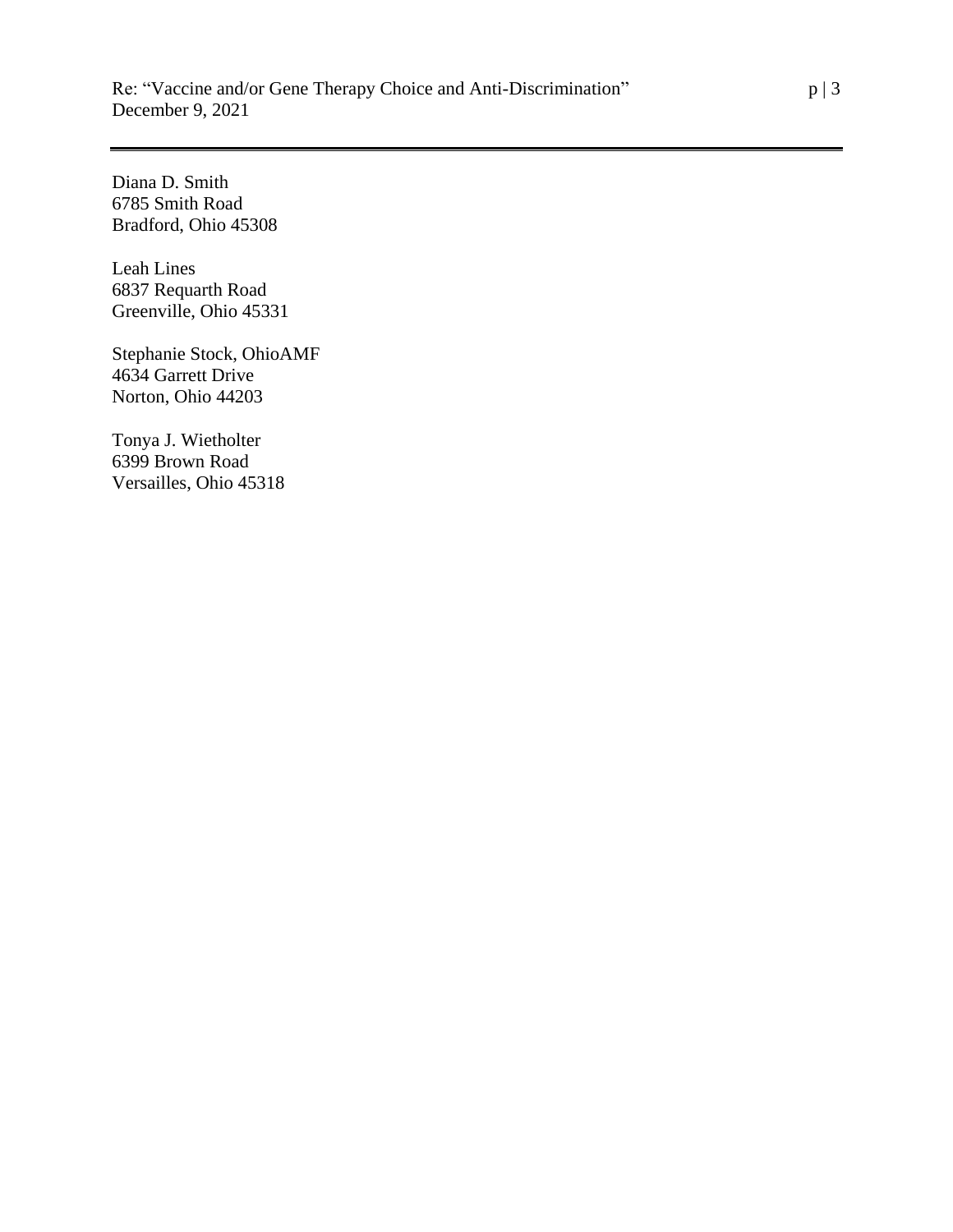Diana D. Smith
6785 Smith Road
Bradford, Ohio 45308

Leah Lines
6837 Requarth Road
Greenville, Ohio 45331

Stephanie Stock, OhioAMF
4634 Garrett Drive
Norton, Ohio 44203

Tonya J. Wietholter
6399 Brown Road
Versailles, Ohio 45318